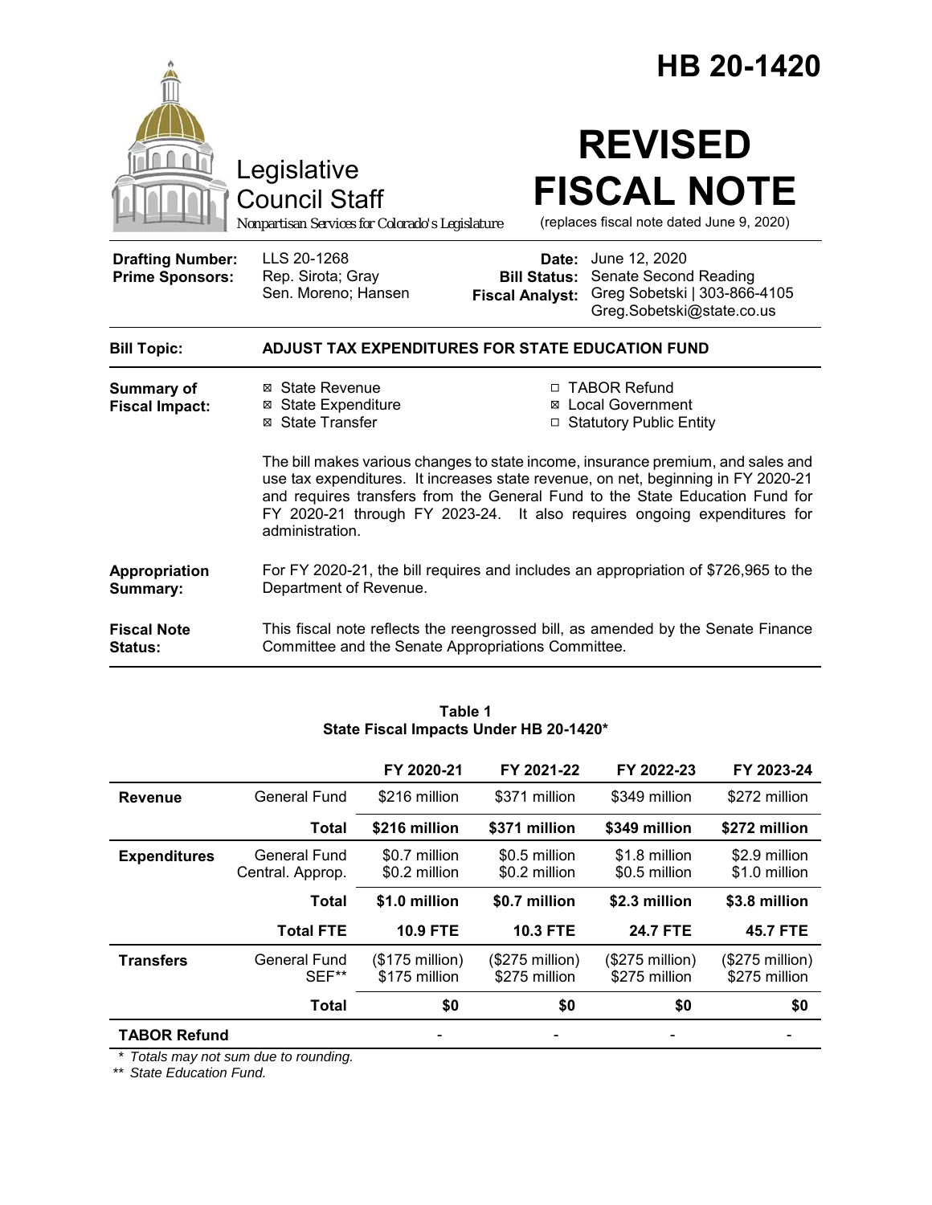# HB 20-1420

Legislative Council Staff

*Nonpartisan Services for Colorado's Legislature*

# REVISED FISCAL NOTE

(replaces fiscal note dated June 9, 2020)

| | | | |
|---|---|---|---|
| **Drafting Number:** | LLS 20-1268 | **Date:** | June 12, 2020 |
| **Prime Sponsors:** | Rep. Sirota; Gray<br>Sen. Moreno; Hansen | **Bill Status:** | Senate Second Reading |
| | | **Fiscal Analyst:** | Greg Sobetski \| 303-866-4105<br>Greg.Sobetski@state.co.us |

**Bill Topic:** **ADJUST TAX EXPENDITURES FOR STATE EDUCATION FUND**

**Summary of Fiscal Impact:**

- ☒ State Revenue
- ☒ State Expenditure
- ☒ State Transfer
- ☐ TABOR Refund
- ☒ Local Government
- ☐ Statutory Public Entity

The bill makes various changes to state income, insurance premium, and sales and use tax expenditures. It increases state revenue, on net, beginning in FY 2020-21 and requires transfers from the General Fund to the State Education Fund for FY 2020-21 through FY 2023-24. It also requires ongoing expenditures for administration.

**Appropriation Summary:** For FY 2020-21, the bill requires and includes an appropriation of $726,965 to the Department of Revenue.

**Fiscal Note Status:** This fiscal note reflects the reengrossed bill, as amended by the Senate Finance Committee and the Senate Appropriations Committee.

**Table 1**
**State Fiscal Impacts Under HB 20-1420***

| | | FY 2020-21 | FY 2021-22 | FY 2022-23 | FY 2023-24 |
|---|---|---|---|---|---|
| **Revenue** | General Fund | $216 million | $371 million | $349 million | $272 million |
| | **Total** | **$216 million** | **$371 million** | **$349 million** | **$272 million** |
| **Expenditures** | General Fund<br>Central. Approp. | $0.7 million<br>$0.2 million | $0.5 million<br>$0.2 million | $1.8 million<br>$0.5 million | $2.9 million<br>$1.0 million |
| | **Total** | **$1.0 million** | **$0.7 million** | **$2.3 million** | **$3.8 million** |
| | **Total FTE** | **10.9 FTE** | **10.3 FTE** | **24.7 FTE** | **45.7 FTE** |
| **Transfers** | General Fund<br>SEF** | ($175 million)<br>$175 million | ($275 million)<br>$275 million | ($275 million)<br>$275 million | ($275 million)<br>$275 million |
| | **Total** | **$0** | **$0** | **$0** | **$0** |
| **TABOR Refund** | | - | - | - | - |

*\* Totals may not sum due to rounding.*
*\*\* State Education Fund.*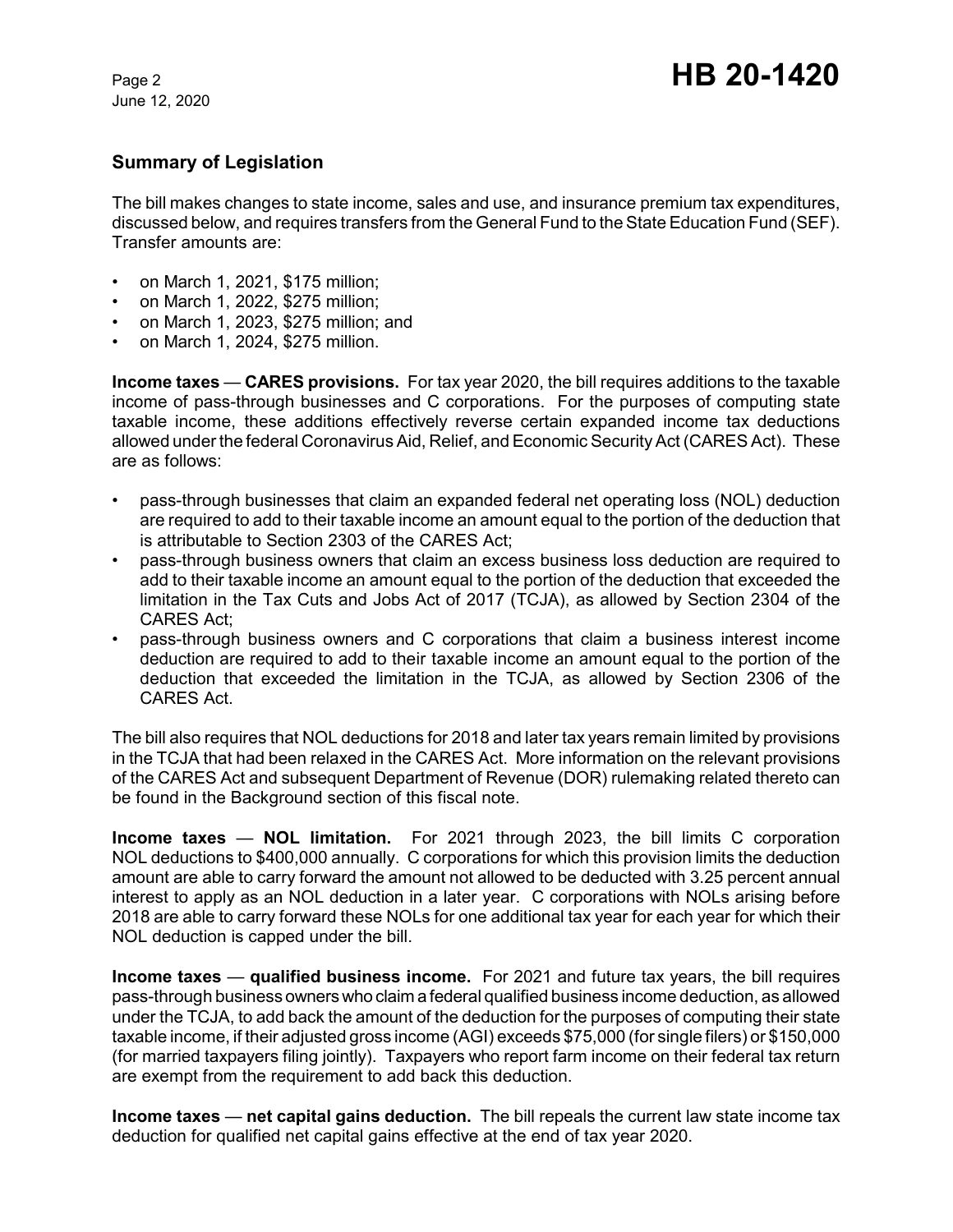## Summary of Legislation

The bill makes changes to state income, sales and use, and insurance premium tax expenditures, discussed below, and requires transfers from the General Fund to the State Education Fund (SEF). Transfer amounts are:

- on March 1, 2021, $175 million;
- on March 1, 2022, $275 million;
- on March 1, 2023, $275 million; and
- on March 1, 2024, $275 million.

**Income taxes — CARES provisions.** For tax year 2020, the bill requires additions to the taxable income of pass-through businesses and C corporations. For the purposes of computing state taxable income, these additions effectively reverse certain expanded income tax deductions allowed under the federal Coronavirus Aid, Relief, and Economic Security Act (CARES Act). These are as follows:

- pass-through businesses that claim an expanded federal net operating loss (NOL) deduction are required to add to their taxable income an amount equal to the portion of the deduction that is attributable to Section 2303 of the CARES Act;
- pass-through business owners that claim an excess business loss deduction are required to add to their taxable income an amount equal to the portion of the deduction that exceeded the limitation in the Tax Cuts and Jobs Act of 2017 (TCJA), as allowed by Section 2304 of the CARES Act;
- pass-through business owners and C corporations that claim a business interest income deduction are required to add to their taxable income an amount equal to the portion of the deduction that exceeded the limitation in the TCJA, as allowed by Section 2306 of the CARES Act.

The bill also requires that NOL deductions for 2018 and later tax years remain limited by provisions in the TCJA that had been relaxed in the CARES Act. More information on the relevant provisions of the CARES Act and subsequent Department of Revenue (DOR) rulemaking related thereto can be found in the Background section of this fiscal note.

**Income taxes — NOL limitation.** For 2021 through 2023, the bill limits C corporation NOL deductions to $400,000 annually. C corporations for which this provision limits the deduction amount are able to carry forward the amount not allowed to be deducted with 3.25 percent annual interest to apply as an NOL deduction in a later year. C corporations with NOLs arising before 2018 are able to carry forward these NOLs for one additional tax year for each year for which their NOL deduction is capped under the bill.

**Income taxes — qualified business income.** For 2021 and future tax years, the bill requires pass-through business owners who claim a federal qualified business income deduction, as allowed under the TCJA, to add back the amount of the deduction for the purposes of computing their state taxable income, if their adjusted gross income (AGI) exceeds $75,000 (for single filers) or $150,000 (for married taxpayers filing jointly). Taxpayers who report farm income on their federal tax return are exempt from the requirement to add back this deduction.

**Income taxes — net capital gains deduction.** The bill repeals the current law state income tax deduction for qualified net capital gains effective at the end of tax year 2020.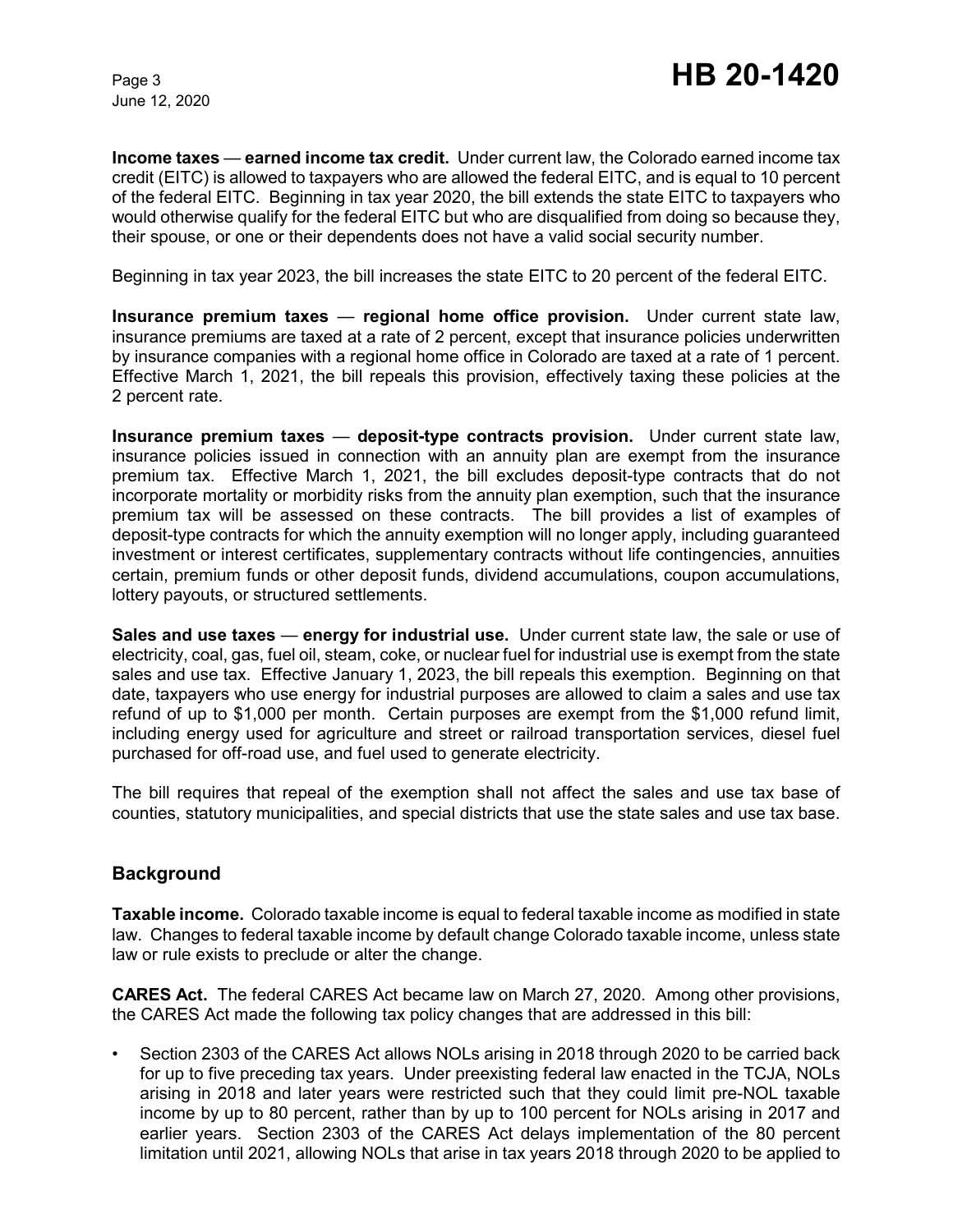**Income taxes** — **earned income tax credit.** Under current law, the Colorado earned income tax credit (EITC) is allowed to taxpayers who are allowed the federal EITC, and is equal to 10 percent of the federal EITC. Beginning in tax year 2020, the bill extends the state EITC to taxpayers who would otherwise qualify for the federal EITC but who are disqualified from doing so because they, their spouse, or one or their dependents does not have a valid social security number.

Beginning in tax year 2023, the bill increases the state EITC to 20 percent of the federal EITC.

**Insurance premium taxes** — **regional home office provision.** Under current state law, insurance premiums are taxed at a rate of 2 percent, except that insurance policies underwritten by insurance companies with a regional home office in Colorado are taxed at a rate of 1 percent. Effective March 1, 2021, the bill repeals this provision, effectively taxing these policies at the 2 percent rate.

**Insurance premium taxes** — **deposit-type contracts provision.** Under current state law, insurance policies issued in connection with an annuity plan are exempt from the insurance premium tax. Effective March 1, 2021, the bill excludes deposit-type contracts that do not incorporate mortality or morbidity risks from the annuity plan exemption, such that the insurance premium tax will be assessed on these contracts. The bill provides a list of examples of deposit-type contracts for which the annuity exemption will no longer apply, including guaranteed investment or interest certificates, supplementary contracts without life contingencies, annuities certain, premium funds or other deposit funds, dividend accumulations, coupon accumulations, lottery payouts, or structured settlements.

**Sales and use taxes** — **energy for industrial use.** Under current state law, the sale or use of electricity, coal, gas, fuel oil, steam, coke, or nuclear fuel for industrial use is exempt from the state sales and use tax. Effective January 1, 2023, the bill repeals this exemption. Beginning on that date, taxpayers who use energy for industrial purposes are allowed to claim a sales and use tax refund of up to $1,000 per month. Certain purposes are exempt from the $1,000 refund limit, including energy used for agriculture and street or railroad transportation services, diesel fuel purchased for off-road use, and fuel used to generate electricity.

The bill requires that repeal of the exemption shall not affect the sales and use tax base of counties, statutory municipalities, and special districts that use the state sales and use tax base.

## Background

**Taxable income.** Colorado taxable income is equal to federal taxable income as modified in state law. Changes to federal taxable income by default change Colorado taxable income, unless state law or rule exists to preclude or alter the change.

**CARES Act.** The federal CARES Act became law on March 27, 2020. Among other provisions, the CARES Act made the following tax policy changes that are addressed in this bill:

- Section 2303 of the CARES Act allows NOLs arising in 2018 through 2020 to be carried back for up to five preceding tax years. Under preexisting federal law enacted in the TCJA, NOLs arising in 2018 and later years were restricted such that they could limit pre-NOL taxable income by up to 80 percent, rather than by up to 100 percent for NOLs arising in 2017 and earlier years. Section 2303 of the CARES Act delays implementation of the 80 percent limitation until 2021, allowing NOLs that arise in tax years 2018 through 2020 to be applied to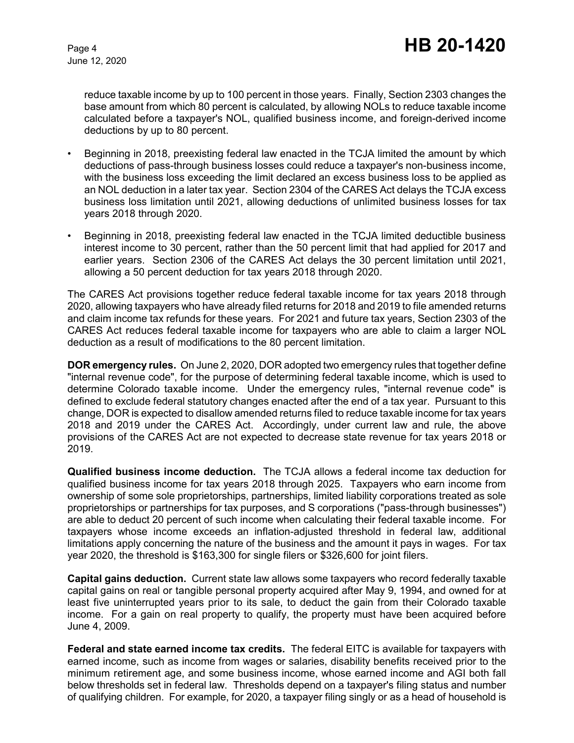reduce taxable income by up to 100 percent in those years. Finally, Section 2303 changes the base amount from which 80 percent is calculated, by allowing NOLs to reduce taxable income calculated before a taxpayer's NOL, qualified business income, and foreign-derived income deductions by up to 80 percent.

- Beginning in 2018, preexisting federal law enacted in the TCJA limited the amount by which deductions of pass-through business losses could reduce a taxpayer's non-business income, with the business loss exceeding the limit declared an excess business loss to be applied as an NOL deduction in a later tax year. Section 2304 of the CARES Act delays the TCJA excess business loss limitation until 2021, allowing deductions of unlimited business losses for tax years 2018 through 2020.
- Beginning in 2018, preexisting federal law enacted in the TCJA limited deductible business interest income to 30 percent, rather than the 50 percent limit that had applied for 2017 and earlier years. Section 2306 of the CARES Act delays the 30 percent limitation until 2021, allowing a 50 percent deduction for tax years 2018 through 2020.

The CARES Act provisions together reduce federal taxable income for tax years 2018 through 2020, allowing taxpayers who have already filed returns for 2018 and 2019 to file amended returns and claim income tax refunds for these years. For 2021 and future tax years, Section 2303 of the CARES Act reduces federal taxable income for taxpayers who are able to claim a larger NOL deduction as a result of modifications to the 80 percent limitation.

**DOR emergency rules.** On June 2, 2020, DOR adopted two emergency rules that together define "internal revenue code", for the purpose of determining federal taxable income, which is used to determine Colorado taxable income. Under the emergency rules, "internal revenue code" is defined to exclude federal statutory changes enacted after the end of a tax year. Pursuant to this change, DOR is expected to disallow amended returns filed to reduce taxable income for tax years 2018 and 2019 under the CARES Act. Accordingly, under current law and rule, the above provisions of the CARES Act are not expected to decrease state revenue for tax years 2018 or 2019.

**Qualified business income deduction.** The TCJA allows a federal income tax deduction for qualified business income for tax years 2018 through 2025. Taxpayers who earn income from ownership of some sole proprietorships, partnerships, limited liability corporations treated as sole proprietorships or partnerships for tax purposes, and S corporations ("pass-through businesses") are able to deduct 20 percent of such income when calculating their federal taxable income. For taxpayers whose income exceeds an inflation-adjusted threshold in federal law, additional limitations apply concerning the nature of the business and the amount it pays in wages. For tax year 2020, the threshold is $163,300 for single filers or $326,600 for joint filers.

**Capital gains deduction.** Current state law allows some taxpayers who record federally taxable capital gains on real or tangible personal property acquired after May 9, 1994, and owned for at least five uninterrupted years prior to its sale, to deduct the gain from their Colorado taxable income. For a gain on real property to qualify, the property must have been acquired before June 4, 2009.

**Federal and state earned income tax credits.** The federal EITC is available for taxpayers with earned income, such as income from wages or salaries, disability benefits received prior to the minimum retirement age, and some business income, whose earned income and AGI both fall below thresholds set in federal law. Thresholds depend on a taxpayer's filing status and number of qualifying children. For example, for 2020, a taxpayer filing singly or as a head of household is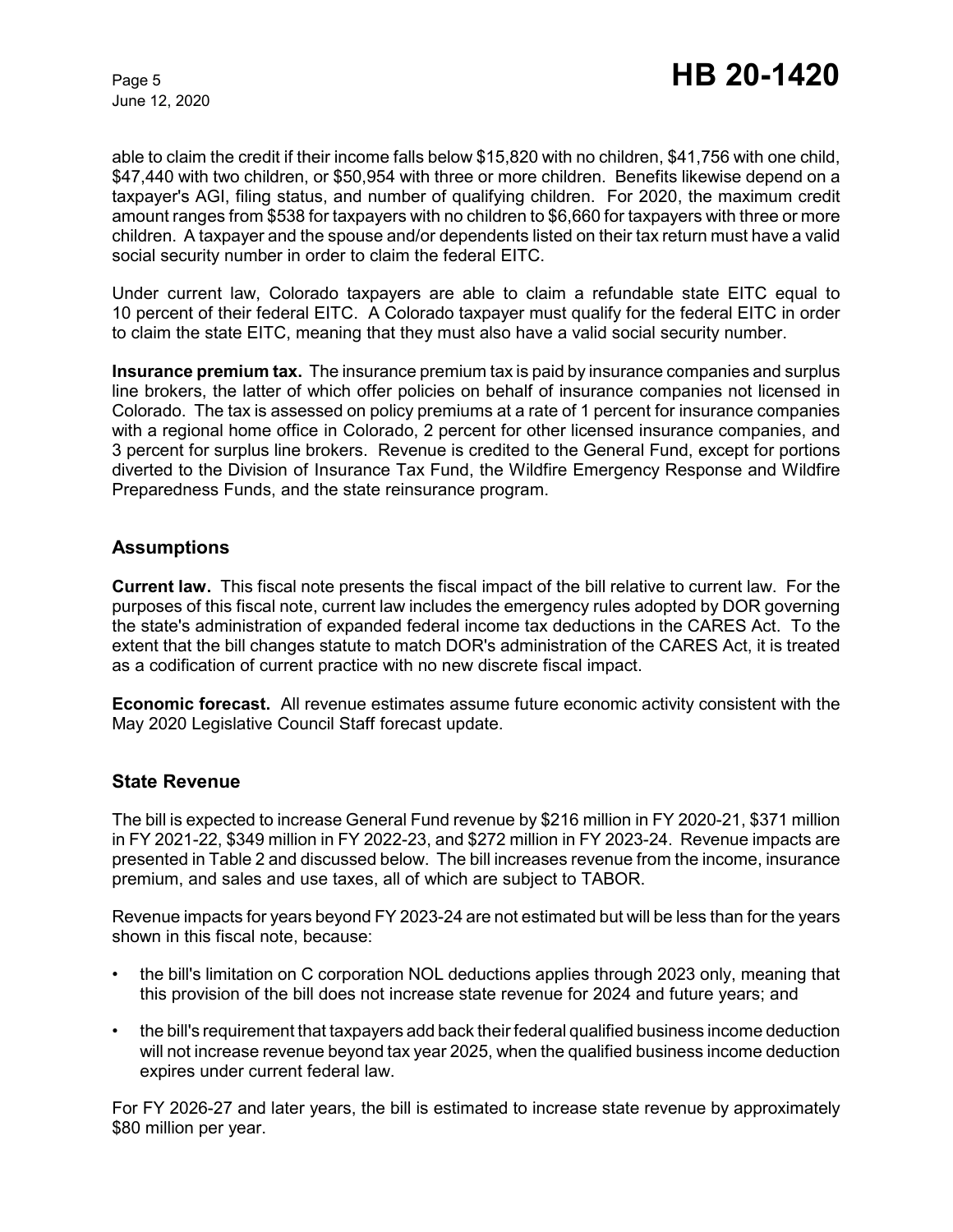able to claim the credit if their income falls below $15,820 with no children, $41,756 with one child, $47,440 with two children, or $50,954 with three or more children. Benefits likewise depend on a taxpayer's AGI, filing status, and number of qualifying children. For 2020, the maximum credit amount ranges from $538 for taxpayers with no children to $6,660 for taxpayers with three or more children. A taxpayer and the spouse and/or dependents listed on their tax return must have a valid social security number in order to claim the federal EITC.

Under current law, Colorado taxpayers are able to claim a refundable state EITC equal to 10 percent of their federal EITC. A Colorado taxpayer must qualify for the federal EITC in order to claim the state EITC, meaning that they must also have a valid social security number.

**Insurance premium tax.** The insurance premium tax is paid by insurance companies and surplus line brokers, the latter of which offer policies on behalf of insurance companies not licensed in Colorado. The tax is assessed on policy premiums at a rate of 1 percent for insurance companies with a regional home office in Colorado, 2 percent for other licensed insurance companies, and 3 percent for surplus line brokers. Revenue is credited to the General Fund, except for portions diverted to the Division of Insurance Tax Fund, the Wildfire Emergency Response and Wildfire Preparedness Funds, and the state reinsurance program.

## Assumptions

**Current law.** This fiscal note presents the fiscal impact of the bill relative to current law. For the purposes of this fiscal note, current law includes the emergency rules adopted by DOR governing the state's administration of expanded federal income tax deductions in the CARES Act. To the extent that the bill changes statute to match DOR's administration of the CARES Act, it is treated as a codification of current practice with no new discrete fiscal impact.

**Economic forecast.** All revenue estimates assume future economic activity consistent with the May 2020 Legislative Council Staff forecast update.

## State Revenue

The bill is expected to increase General Fund revenue by $216 million in FY 2020-21, $371 million in FY 2021-22, $349 million in FY 2022-23, and $272 million in FY 2023-24. Revenue impacts are presented in Table 2 and discussed below. The bill increases revenue from the income, insurance premium, and sales and use taxes, all of which are subject to TABOR.

Revenue impacts for years beyond FY 2023-24 are not estimated but will be less than for the years shown in this fiscal note, because:

- the bill's limitation on C corporation NOL deductions applies through 2023 only, meaning that this provision of the bill does not increase state revenue for 2024 and future years; and
- the bill's requirement that taxpayers add back their federal qualified business income deduction will not increase revenue beyond tax year 2025, when the qualified business income deduction expires under current federal law.

For FY 2026-27 and later years, the bill is estimated to increase state revenue by approximately $80 million per year.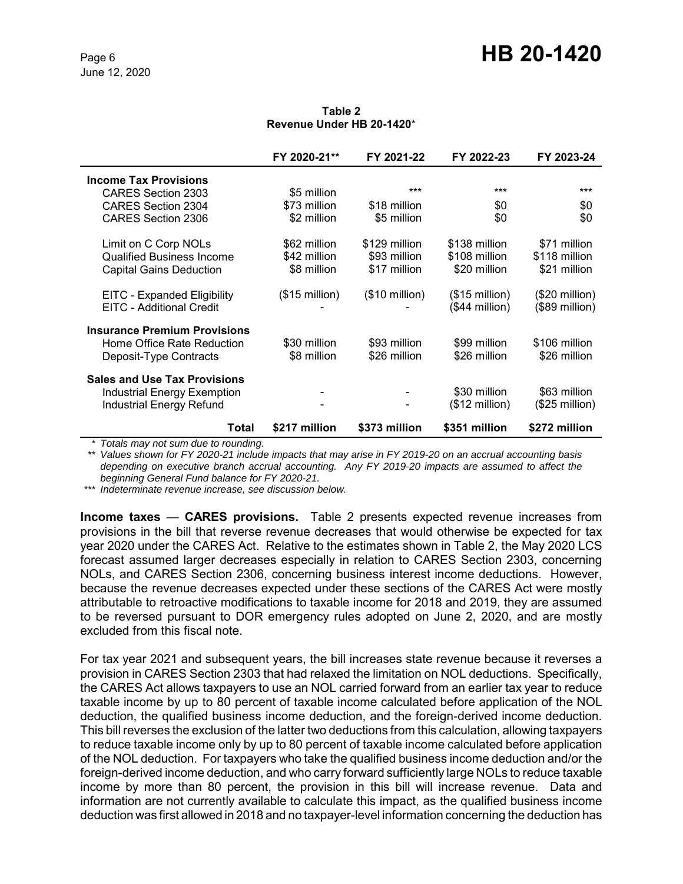**Table 2**
**Revenue Under HB 20-1420***

| | FY 2020-21** | FY 2021-22 | FY 2022-23 | FY 2023-24 |
|---|---|---|---|---|
| **Income Tax Provisions** | | | | |
| CARES Section 2303 | $5 million | *** | *** | *** |
| CARES Section 2304 | $73 million | $18 million | $0 | $0 |
| CARES Section 2306 | $2 million | $5 million | $0 | $0 |
| Limit on C Corp NOLs | $62 million | $129 million | $138 million | $71 million |
| Qualified Business Income | $42 million | $93 million | $108 million | $118 million |
| Capital Gains Deduction | $8 million | $17 million | $20 million | $21 million |
| EITC - Expanded Eligibility | ($15 million) | ($10 million) | ($15 million) | ($20 million) |
| EITC - Additional Credit | - | - | ($44 million) | ($89 million) |
| **Insurance Premium Provisions** | | | | |
| Home Office Rate Reduction | $30 million | $93 million | $99 million | $106 million |
| Deposit-Type Contracts | $8 million | $26 million | $26 million | $26 million |
| **Sales and Use Tax Provisions** | | | | |
| Industrial Energy Exemption | - | - | $30 million | $63 million |
| Industrial Energy Refund | - | - | ($12 million) | ($25 million) |
| **Total** | **$217 million** | **$373 million** | **$351 million** | **$272 million** |

*\* Totals may not sum due to rounding.*
*\*\* Values shown for FY 2020-21 include impacts that may arise in FY 2019-20 on an accrual accounting basis depending on executive branch accrual accounting. Any FY 2019-20 impacts are assumed to affect the beginning General Fund balance for FY 2020-21.*
*\*\*\* Indeterminate revenue increase, see discussion below.*

**Income taxes — CARES provisions.** Table 2 presents expected revenue increases from provisions in the bill that reverse revenue decreases that would otherwise be expected for tax year 2020 under the CARES Act. Relative to the estimates shown in Table 2, the May 2020 LCS forecast assumed larger decreases especially in relation to CARES Section 2303, concerning NOLs, and CARES Section 2306, concerning business interest income deductions. However, because the revenue decreases expected under these sections of the CARES Act were mostly attributable to retroactive modifications to taxable income for 2018 and 2019, they are assumed to be reversed pursuant to DOR emergency rules adopted on June 2, 2020, and are mostly excluded from this fiscal note.

For tax year 2021 and subsequent years, the bill increases state revenue because it reverses a provision in CARES Section 2303 that had relaxed the limitation on NOL deductions. Specifically, the CARES Act allows taxpayers to use an NOL carried forward from an earlier tax year to reduce taxable income by up to 80 percent of taxable income calculated before application of the NOL deduction, the qualified business income deduction, and the foreign-derived income deduction. This bill reverses the exclusion of the latter two deductions from this calculation, allowing taxpayers to reduce taxable income only by up to 80 percent of taxable income calculated before application of the NOL deduction. For taxpayers who take the qualified business income deduction and/or the foreign-derived income deduction, and who carry forward sufficiently large NOLs to reduce taxable income by more than 80 percent, the provision in this bill will increase revenue. Data and information are not currently available to calculate this impact, as the qualified business income deduction was first allowed in 2018 and no taxpayer-level information concerning the deduction has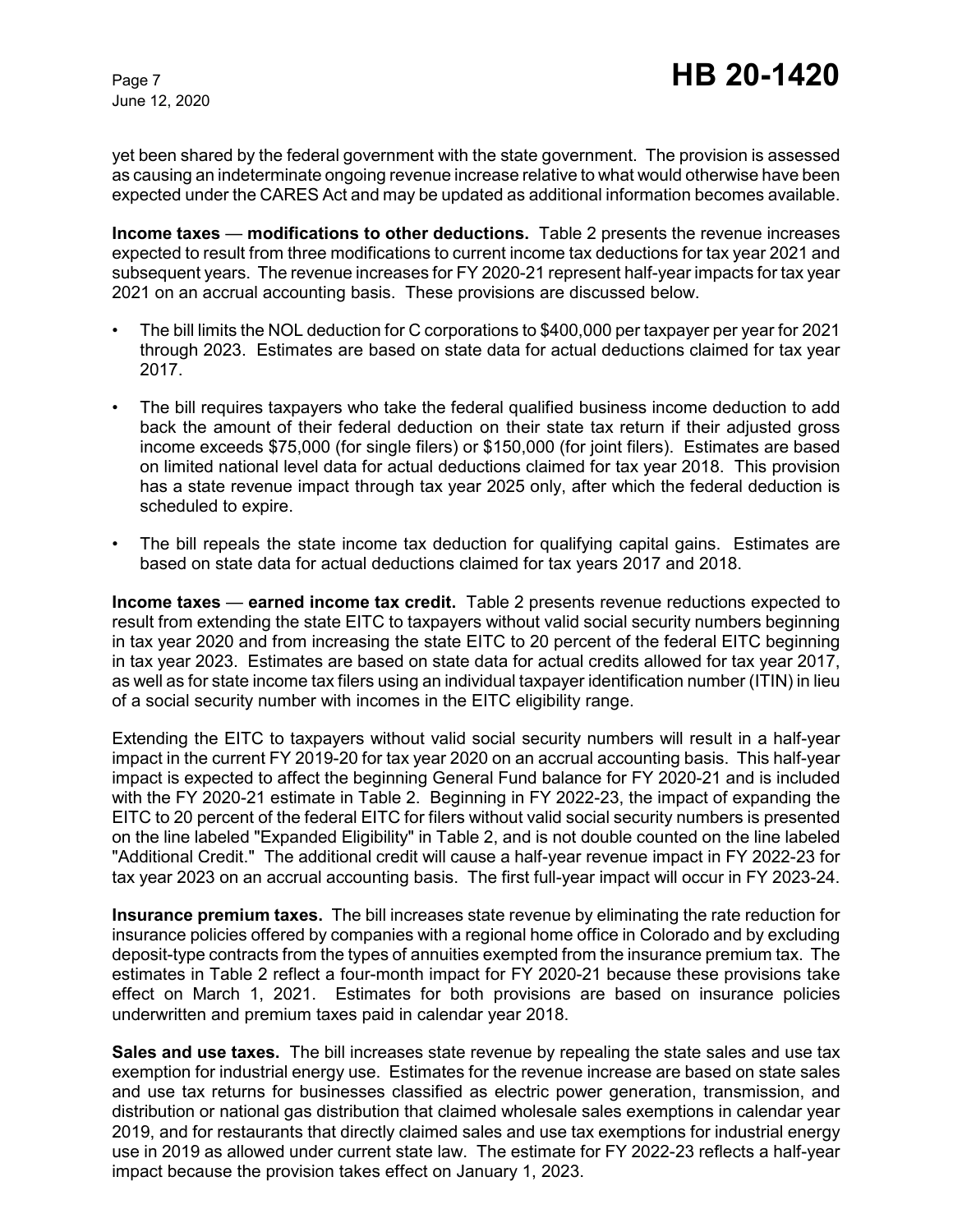yet been shared by the federal government with the state government. The provision is assessed as causing an indeterminate ongoing revenue increase relative to what would otherwise have been expected under the CARES Act and may be updated as additional information becomes available.

**Income taxes** — **modifications to other deductions.** Table 2 presents the revenue increases expected to result from three modifications to current income tax deductions for tax year 2021 and subsequent years. The revenue increases for FY 2020-21 represent half-year impacts for tax year 2021 on an accrual accounting basis. These provisions are discussed below.

- The bill limits the NOL deduction for C corporations to $400,000 per taxpayer per year for 2021 through 2023. Estimates are based on state data for actual deductions claimed for tax year 2017.
- The bill requires taxpayers who take the federal qualified business income deduction to add back the amount of their federal deduction on their state tax return if their adjusted gross income exceeds $75,000 (for single filers) or $150,000 (for joint filers). Estimates are based on limited national level data for actual deductions claimed for tax year 2018. This provision has a state revenue impact through tax year 2025 only, after which the federal deduction is scheduled to expire.
- The bill repeals the state income tax deduction for qualifying capital gains. Estimates are based on state data for actual deductions claimed for tax years 2017 and 2018.

**Income taxes** — **earned income tax credit.** Table 2 presents revenue reductions expected to result from extending the state EITC to taxpayers without valid social security numbers beginning in tax year 2020 and from increasing the state EITC to 20 percent of the federal EITC beginning in tax year 2023. Estimates are based on state data for actual credits allowed for tax year 2017, as well as for state income tax filers using an individual taxpayer identification number (ITIN) in lieu of a social security number with incomes in the EITC eligibility range.

Extending the EITC to taxpayers without valid social security numbers will result in a half-year impact in the current FY 2019-20 for tax year 2020 on an accrual accounting basis. This half-year impact is expected to affect the beginning General Fund balance for FY 2020-21 and is included with the FY 2020-21 estimate in Table 2. Beginning in FY 2022-23, the impact of expanding the EITC to 20 percent of the federal EITC for filers without valid social security numbers is presented on the line labeled "Expanded Eligibility" in Table 2, and is not double counted on the line labeled "Additional Credit." The additional credit will cause a half-year revenue impact in FY 2022-23 for tax year 2023 on an accrual accounting basis. The first full-year impact will occur in FY 2023-24.

**Insurance premium taxes.** The bill increases state revenue by eliminating the rate reduction for insurance policies offered by companies with a regional home office in Colorado and by excluding deposit-type contracts from the types of annuities exempted from the insurance premium tax. The estimates in Table 2 reflect a four-month impact for FY 2020-21 because these provisions take effect on March 1, 2021. Estimates for both provisions are based on insurance policies underwritten and premium taxes paid in calendar year 2018.

**Sales and use taxes.** The bill increases state revenue by repealing the state sales and use tax exemption for industrial energy use. Estimates for the revenue increase are based on state sales and use tax returns for businesses classified as electric power generation, transmission, and distribution or national gas distribution that claimed wholesale sales exemptions in calendar year 2019, and for restaurants that directly claimed sales and use tax exemptions for industrial energy use in 2019 as allowed under current state law. The estimate for FY 2022-23 reflects a half-year impact because the provision takes effect on January 1, 2023.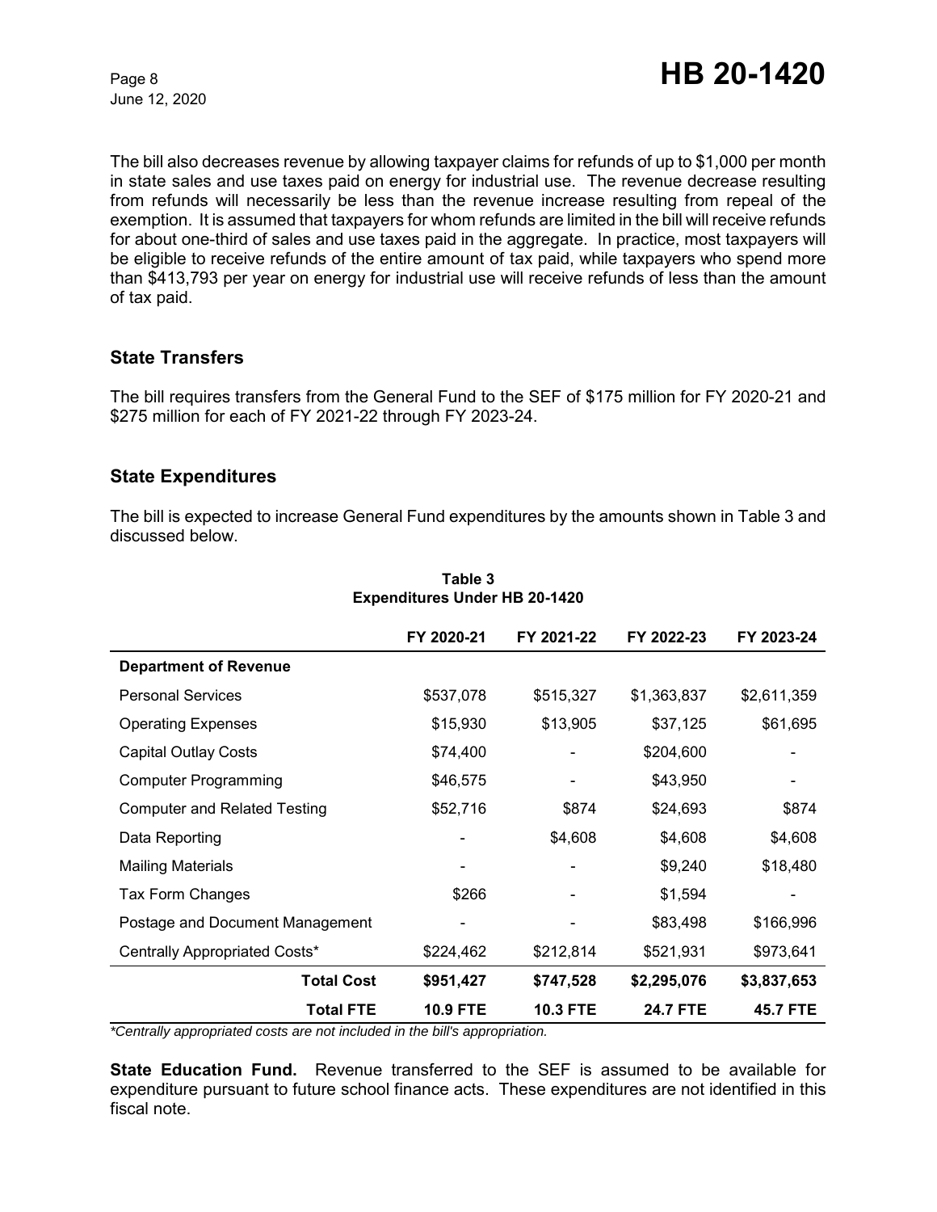The bill also decreases revenue by allowing taxpayer claims for refunds of up to $1,000 per month in state sales and use taxes paid on energy for industrial use. The revenue decrease resulting from refunds will necessarily be less than the revenue increase resulting from repeal of the exemption. It is assumed that taxpayers for whom refunds are limited in the bill will receive refunds for about one-third of sales and use taxes paid in the aggregate. In practice, most taxpayers will be eligible to receive refunds of the entire amount of tax paid, while taxpayers who spend more than $413,793 per year on energy for industrial use will receive refunds of less than the amount of tax paid.

## State Transfers

The bill requires transfers from the General Fund to the SEF of $175 million for FY 2020-21 and $275 million for each of FY 2021-22 through FY 2023-24.

## State Expenditures

The bill is expected to increase General Fund expenditures by the amounts shown in Table 3 and discussed below.

**Table 3**
**Expenditures Under HB 20-1420**

| | FY 2020-21 | FY 2021-22 | FY 2022-23 | FY 2023-24 |
|---|---|---|---|---|
| **Department of Revenue** | | | | |
| Personal Services | $537,078 | $515,327 | $1,363,837 | $2,611,359 |
| Operating Expenses | $15,930 | $13,905 | $37,125 | $61,695 |
| Capital Outlay Costs | $74,400 | - | $204,600 | - |
| Computer Programming | $46,575 | - | $43,950 | - |
| Computer and Related Testing | $52,716 | $874 | $24,693 | $874 |
| Data Reporting | - | $4,608 | $4,608 | $4,608 |
| Mailing Materials | - | - | $9,240 | $18,480 |
| Tax Form Changes | $266 | - | $1,594 | - |
| Postage and Document Management | - | - | $83,498 | $166,996 |
| Centrally Appropriated Costs* | $224,462 | $212,814 | $521,931 | $973,641 |
| **Total Cost** | **$951,427** | **$747,528** | **$2,295,076** | **$3,837,653** |
| **Total FTE** | **10.9 FTE** | **10.3 FTE** | **24.7 FTE** | **45.7 FTE** |

*\*Centrally appropriated costs are not included in the bill's appropriation.*

**State Education Fund.** Revenue transferred to the SEF is assumed to be available for expenditure pursuant to future school finance acts. These expenditures are not identified in this fiscal note.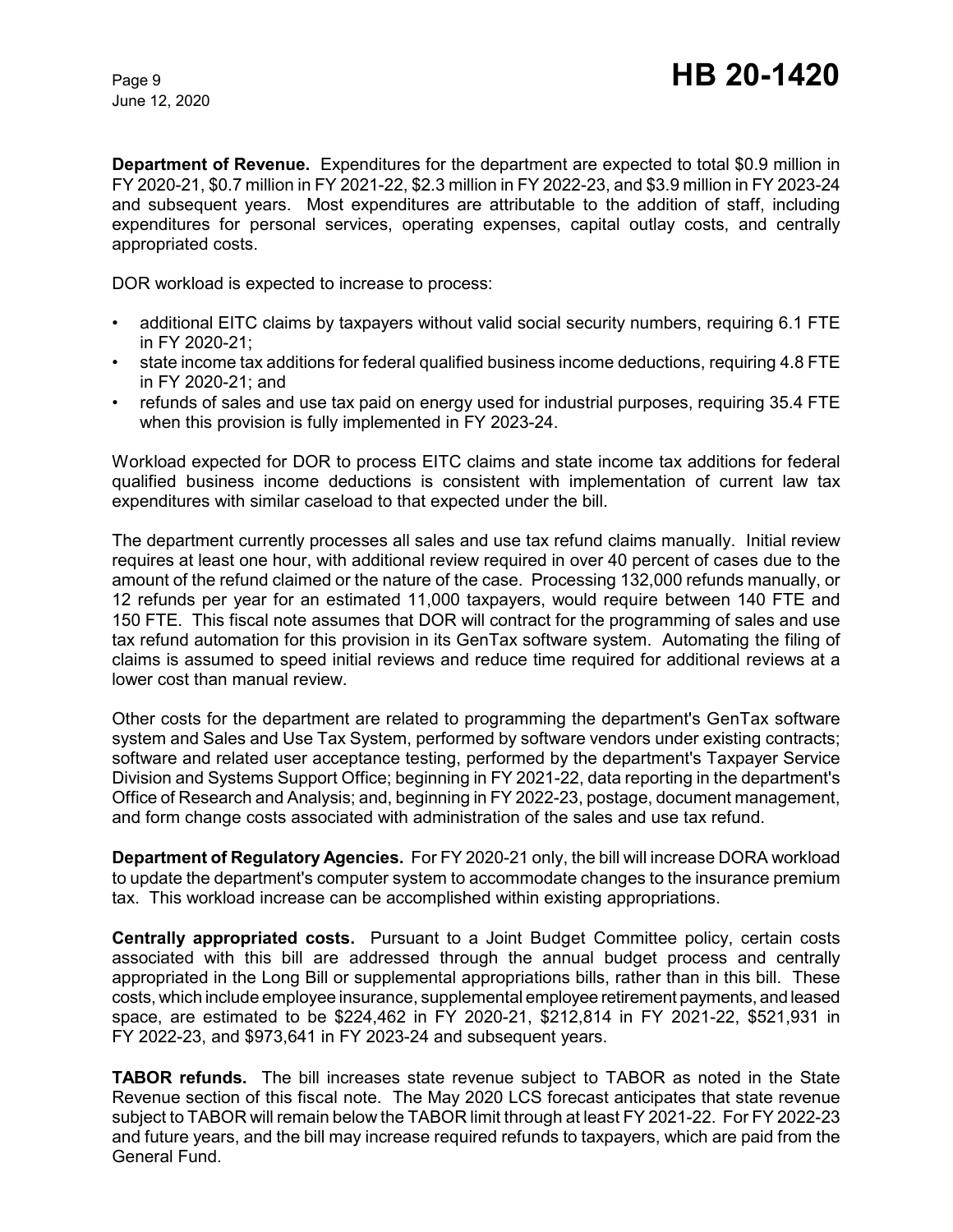**Department of Revenue.** Expenditures for the department are expected to total $0.9 million in FY 2020-21, $0.7 million in FY 2021-22, $2.3 million in FY 2022-23, and $3.9 million in FY 2023-24 and subsequent years. Most expenditures are attributable to the addition of staff, including expenditures for personal services, operating expenses, capital outlay costs, and centrally appropriated costs.

DOR workload is expected to increase to process:

- additional EITC claims by taxpayers without valid social security numbers, requiring 6.1 FTE in FY 2020-21;
- state income tax additions for federal qualified business income deductions, requiring 4.8 FTE in FY 2020-21; and
- refunds of sales and use tax paid on energy used for industrial purposes, requiring 35.4 FTE when this provision is fully implemented in FY 2023-24.

Workload expected for DOR to process EITC claims and state income tax additions for federal qualified business income deductions is consistent with implementation of current law tax expenditures with similar caseload to that expected under the bill.

The department currently processes all sales and use tax refund claims manually. Initial review requires at least one hour, with additional review required in over 40 percent of cases due to the amount of the refund claimed or the nature of the case. Processing 132,000 refunds manually, or 12 refunds per year for an estimated 11,000 taxpayers, would require between 140 FTE and 150 FTE. This fiscal note assumes that DOR will contract for the programming of sales and use tax refund automation for this provision in its GenTax software system. Automating the filing of claims is assumed to speed initial reviews and reduce time required for additional reviews at a lower cost than manual review.

Other costs for the department are related to programming the department's GenTax software system and Sales and Use Tax System, performed by software vendors under existing contracts; software and related user acceptance testing, performed by the department's Taxpayer Service Division and Systems Support Office; beginning in FY 2021-22, data reporting in the department's Office of Research and Analysis; and, beginning in FY 2022-23, postage, document management, and form change costs associated with administration of the sales and use tax refund.

**Department of Regulatory Agencies.** For FY 2020-21 only, the bill will increase DORA workload to update the department's computer system to accommodate changes to the insurance premium tax. This workload increase can be accomplished within existing appropriations.

**Centrally appropriated costs.** Pursuant to a Joint Budget Committee policy, certain costs associated with this bill are addressed through the annual budget process and centrally appropriated in the Long Bill or supplemental appropriations bills, rather than in this bill. These costs, which include employee insurance, supplemental employee retirement payments, and leased space, are estimated to be $224,462 in FY 2020-21, $212,814 in FY 2021-22, $521,931 in FY 2022-23, and $973,641 in FY 2023-24 and subsequent years.

**TABOR refunds.** The bill increases state revenue subject to TABOR as noted in the State Revenue section of this fiscal note. The May 2020 LCS forecast anticipates that state revenue subject to TABOR will remain below the TABOR limit through at least FY 2021-22. For FY 2022-23 and future years, and the bill may increase required refunds to taxpayers, which are paid from the General Fund.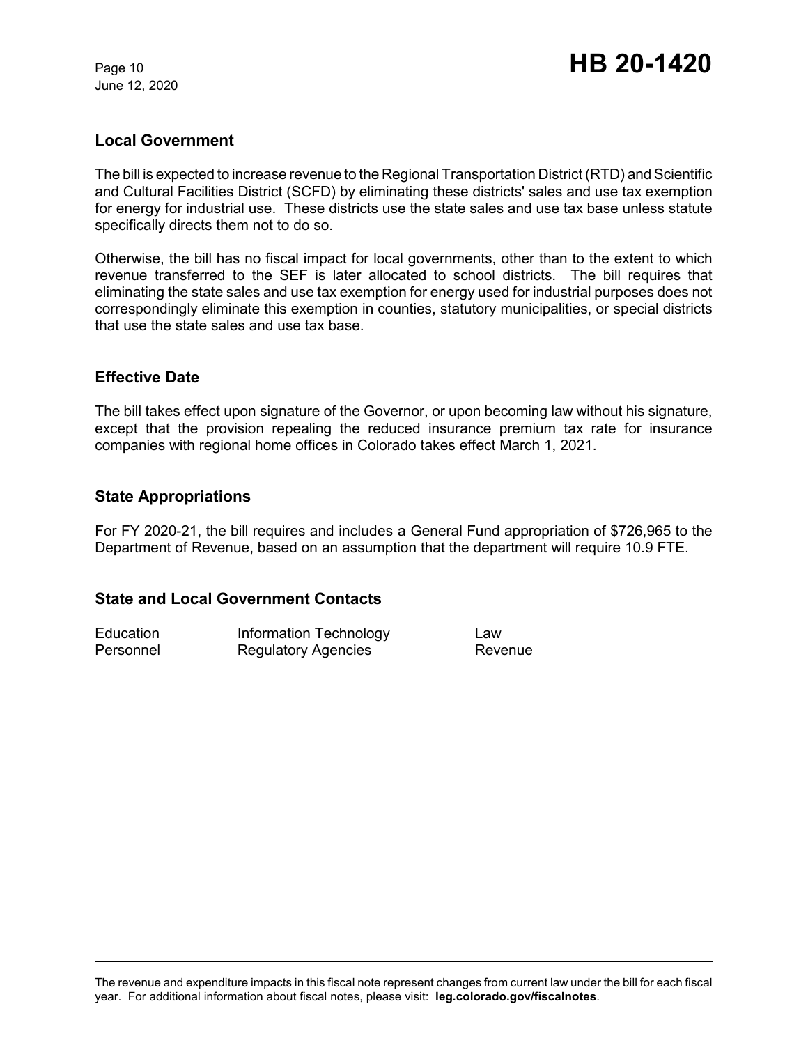## Local Government

The bill is expected to increase revenue to the Regional Transportation District (RTD) and Scientific and Cultural Facilities District (SCFD) by eliminating these districts' sales and use tax exemption for energy for industrial use. These districts use the state sales and use tax base unless statute specifically directs them not to do so.

Otherwise, the bill has no fiscal impact for local governments, other than to the extent to which revenue transferred to the SEF is later allocated to school districts. The bill requires that eliminating the state sales and use tax exemption for energy used for industrial purposes does not correspondingly eliminate this exemption in counties, statutory municipalities, or special districts that use the state sales and use tax base.

## Effective Date

The bill takes effect upon signature of the Governor, or upon becoming law without his signature, except that the provision repealing the reduced insurance premium tax rate for insurance companies with regional home offices in Colorado takes effect March 1, 2021.

## State Appropriations

For FY 2020-21, the bill requires and includes a General Fund appropriation of $726,965 to the Department of Revenue, based on an assumption that the department will require 10.9 FTE.

## State and Local Government Contacts

| | | |
|---|---|---|
| Education | Information Technology | Law |
| Personnel | Regulatory Agencies | Revenue |

The revenue and expenditure impacts in this fiscal note represent changes from current law under the bill for each fiscal year. For additional information about fiscal notes, please visit: **leg.colorado.gov/fiscalnotes**.